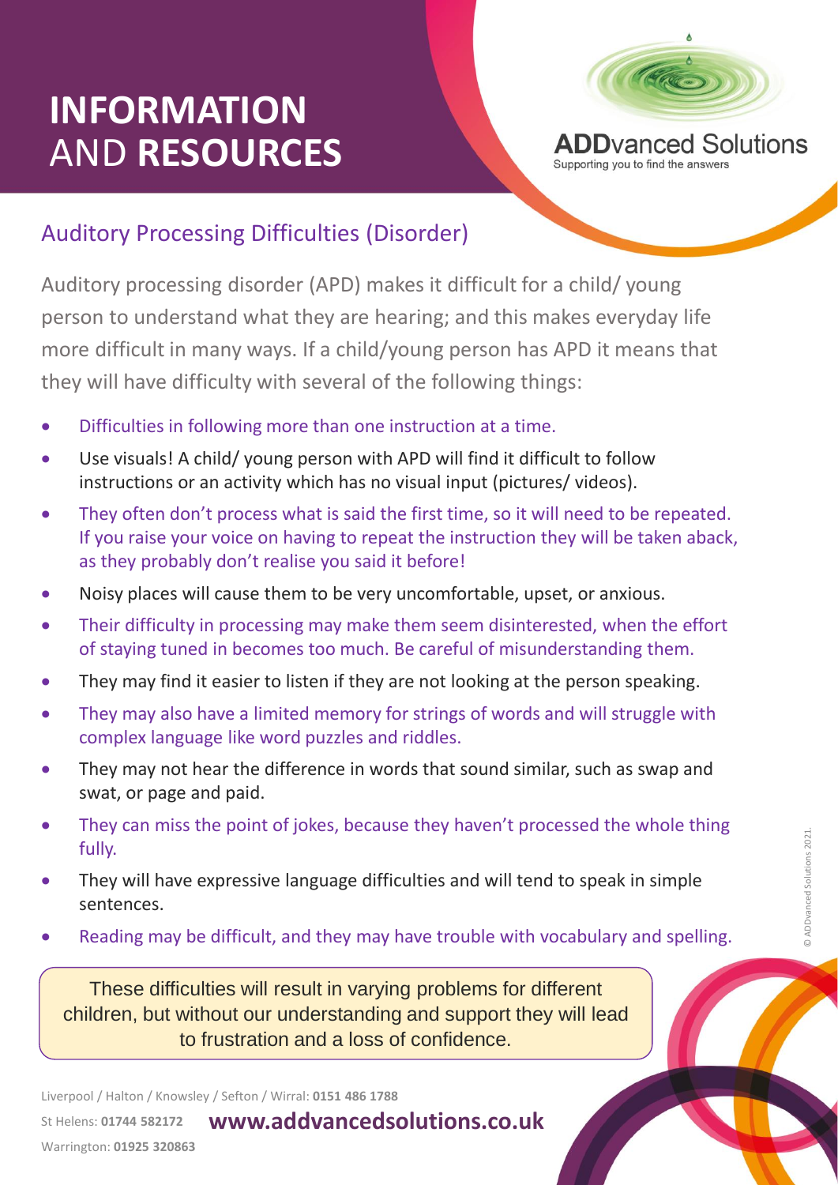# INFORMATION AND RESOURCES

**ADD**vanced Solutions
Supporting you to find the answers

## Auditory Processing Difficulties (Disorder)

Auditory processing disorder (APD) makes it difficult for a child/ young person to understand what they are hearing; and this makes everyday life more difficult in many ways. If a child/young person has APD it means that they will have difficulty with several of the following things:

- Difficulties in following more than one instruction at a time.
- Use visuals! A child/ young person with APD will find it difficult to follow instructions or an activity which has no visual input (pictures/ videos).
- They often don't process what is said the first time, so it will need to be repeated. If you raise your voice on having to repeat the instruction they will be taken aback, as they probably don't realise you said it before!
- Noisy places will cause them to be very uncomfortable, upset, or anxious.
- Their difficulty in processing may make them seem disinterested, when the effort of staying tuned in becomes too much. Be careful of misunderstanding them.
- They may find it easier to listen if they are not looking at the person speaking.
- They may also have a limited memory for strings of words and will struggle with complex language like word puzzles and riddles.
- They may not hear the difference in words that sound similar, such as swap and swat, or page and paid.
- They can miss the point of jokes, because they haven't processed the whole thing fully.
- They will have expressive language difficulties and will tend to speak in simple sentences.
- Reading may be difficult, and they may have trouble with vocabulary and spelling.

These difficulties will result in varying problems for different children, but without our understanding and support they will lead to frustration and a loss of confidence.

Liverpool / Halton / Knowsley / Sefton / Wirral: **0151 486 1788**
St Helens: **01744 582172**
Warrington: **01925 320863**

**www.addvancedsolutions.co.uk**

© ADDvanced Solutions 2021.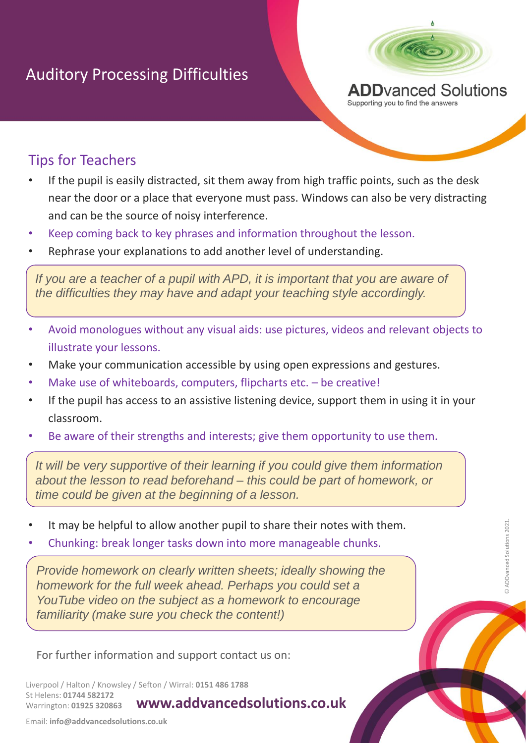# Auditory Processing Difficulties

**ADDvanced Solutions**
Supporting you to find the answers

## Tips for Teachers

- If the pupil is easily distracted, sit them away from high traffic points, such as the desk near the door or a place that everyone must pass. Windows can also be very distracting and can be the source of noisy interference.
- Keep coming back to key phrases and information throughout the lesson.
- Rephrase your explanations to add another level of understanding.

*If you are a teacher of a pupil with APD, it is important that you are aware of the difficulties they may have and adapt your teaching style accordingly.*

- Avoid monologues without any visual aids: use pictures, videos and relevant objects to illustrate your lessons.
- Make your communication accessible by using open expressions and gestures.
- Make use of whiteboards, computers, flipcharts etc. – be creative!
- If the pupil has access to an assistive listening device, support them in using it in your classroom.
- Be aware of their strengths and interests; give them opportunity to use them.

*It will be very supportive of their learning if you could give them information about the lesson to read beforehand – this could be part of homework, or time could be given at the beginning of a lesson.*

- It may be helpful to allow another pupil to share their notes with them.
- Chunking: break longer tasks down into more manageable chunks.

*Provide homework on clearly written sheets; ideally showing the homework for the full week ahead. Perhaps you could set a YouTube video on the subject as a homework to encourage familiarity (make sure you check the content!)*

For further information and support contact us on:

Liverpool / Halton / Knowsley / Sefton / Wirral: **0151 486 1788**
St Helens: **01744 582172**
Warrington: **01925 320863**

**www.addvancedsolutions.co.uk**

Email: **info@addvancedsolutions.co.uk**

© ADDvanced Solutions 2021.